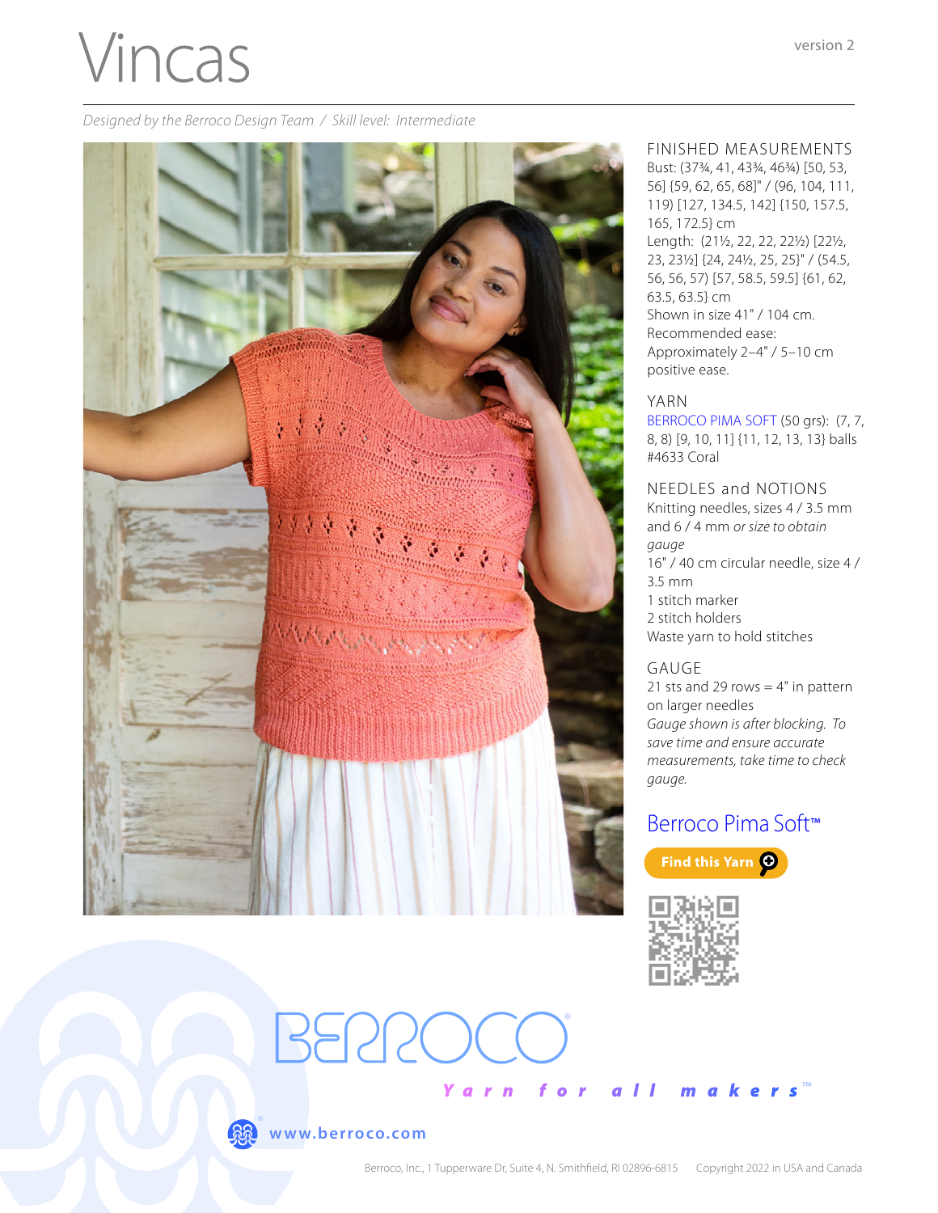# Vincas

version 2

*Designed by the Berroco Design Team / Skill level: Intermediate*

## FINISHED MEASUREMENTS

Bust: (37¾, 41, 43¾, 46¾) [50, 53, 56] {59, 62, 65, 68}" / (96, 104, 111, 119) [127, 134.5, 142] {150, 157.5, 165, 172.5} cm

Length: (21½, 22, 22, 22½) [22½, 23, 23½] {24, 24½, 25, 25}" / (54.5, 56, 56, 57) [57, 58.5, 59.5] {61, 62, 63.5, 63.5} cm

Shown in size 41" / 104 cm.

Recommended ease: Approximately 2–4" / 5–10 cm positive ease.

## YARN

BERROCO PIMA SOFT (50 grs): (7, 7, 8, 8) [9, 10, 11] {11, 12, 13, 13} balls #4633 Coral

## NEEDLES and NOTIONS

Knitting needles, sizes 4 / 3.5 mm and 6 / 4 mm *or size to obtain gauge*

16" / 40 cm circular needle, size 4 / 3.5 mm

1 stitch marker

2 stitch holders

Waste yarn to hold stitches

## GAUGE

21 sts and 29 rows = 4" in pattern on larger needles

*Gauge shown is after blocking. To save time and ensure accurate measurements, take time to check gauge.*

## Berroco Pima Soft™

Find this Yarn

BERROCO

Yarn for all makers™

www.berroco.com

Berroco, Inc., 1 Tupperware Dr, Suite 4, N. Smithfield, RI 02896-6815    Copyright 2022 in USA and Canada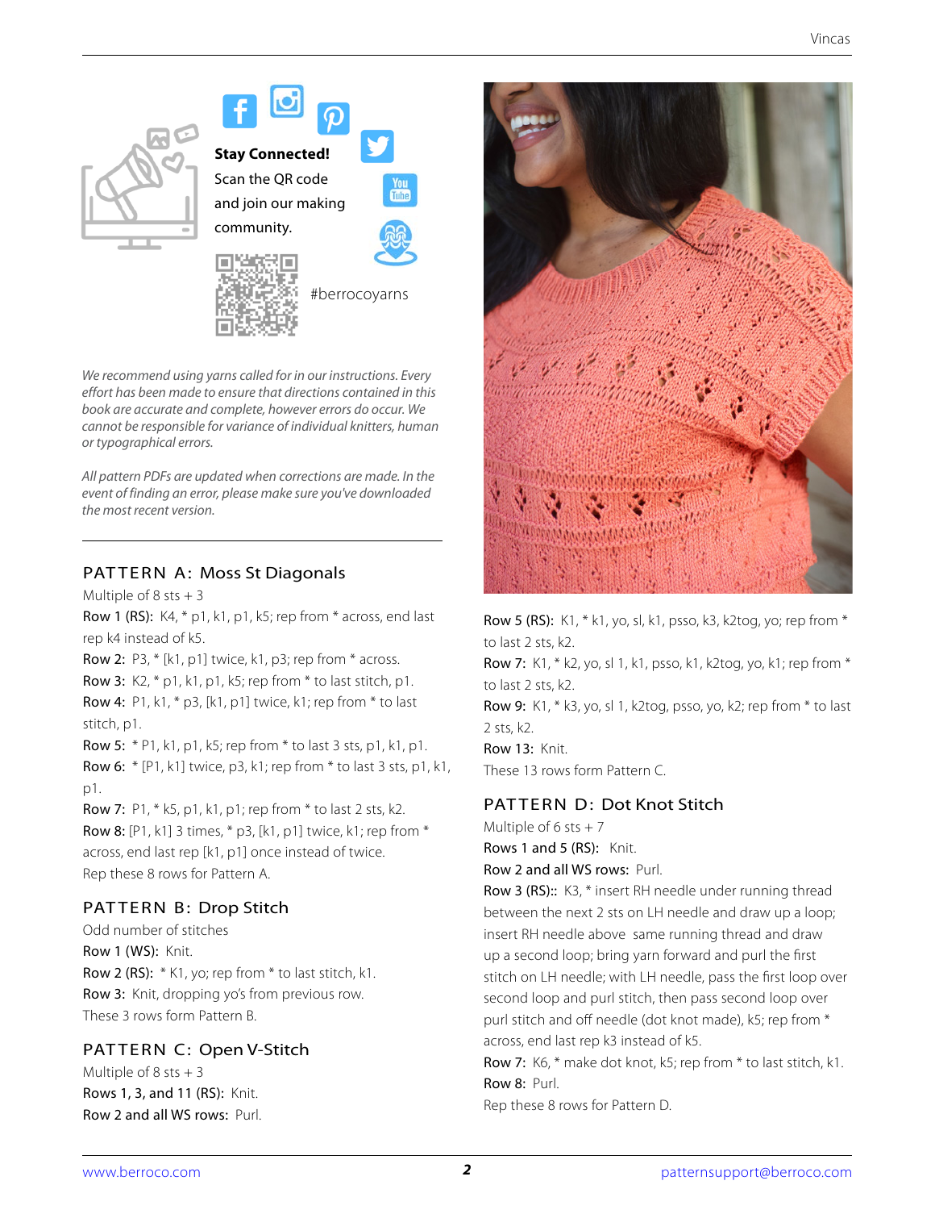**Stay Connected!**
Scan the QR code and join our making community.

#berrocoyarns

*We recommend using yarns called for in our instructions. Every effort has been made to ensure that directions contained in this book are accurate and complete, however errors do occur. We cannot be responsible for variance of individual knitters, human or typographical errors.*

*All pattern PDFs are updated when corrections are made. In the event of finding an error, please make sure you've downloaded the most recent version.*

## PATTERN A: Moss St Diagonals

Multiple of 8 sts + 3

**Row 1 (RS):** K4, * p1, k1, p1, k5; rep from * across, end last rep k4 instead of k5.
**Row 2:** P3, * [k1, p1] twice, k1, p3; rep from * across.
**Row 3:** K2, * p1, k1, p1, k5; rep from * to last stitch, p1.
**Row 4:** P1, k1, * p3, [k1, p1] twice, k1; rep from * to last stitch, p1.
**Row 5:** * P1, k1, p1, k5; rep from * to last 3 sts, p1, k1, p1.
**Row 6:** * [P1, k1] twice, p3, k1; rep from * to last 3 sts, p1, k1, p1.
**Row 7:** P1, * k5, p1, k1, p1; rep from * to last 2 sts, k2.
**Row 8:** [P1, k1] 3 times, * p3, [k1, p1] twice, k1; rep from * across, end last rep [k1, p1] once instead of twice.
Rep these 8 rows for Pattern A.

## PATTERN B: Drop Stitch

Odd number of stitches

**Row 1 (WS):** Knit.
**Row 2 (RS):** * K1, yo; rep from * to last stitch, k1.
**Row 3:** Knit, dropping yo's from previous row.
These 3 rows form Pattern B.

## PATTERN C: Open V-Stitch

Multiple of 8 sts + 3

**Rows 1, 3, and 11 (RS):** Knit.
**Row 2 and all WS rows:** Purl.
**Row 5 (RS):** K1, * k1, yo, sl, k1, psso, k3, k2tog, yo; rep from * to last 2 sts, k2.
**Row 7:** K1, * k2, yo, sl 1, k1, psso, k1, k2tog, yo, k1; rep from * to last 2 sts, k2.
**Row 9:** K1, * k3, yo, sl 1, k2tog, psso, yo, k2; rep from * to last 2 sts, k2.
**Row 13:** Knit.
These 13 rows form Pattern C.

## PATTERN D: Dot Knot Stitch

Multiple of 6 sts + 7

**Rows 1 and 5 (RS):** Knit.
**Row 2 and all WS rows:** Purl.
**Row 3 (RS)::** K3, * insert RH needle under running thread between the next 2 sts on LH needle and draw up a loop; insert RH needle above same running thread and draw up a second loop; bring yarn forward and purl the first stitch on LH needle; with LH needle, pass the first loop over second loop and purl stitch, then pass second loop over purl stitch and off needle (dot knot made), k5; rep from * across, end last rep k3 instead of k5.
**Row 7:** K6, * make dot knot, k5; rep from * to last stitch, k1.
**Row 8:** Purl.
Rep these 8 rows for Pattern D.

www.berroco.com    patternsupport@berroco.com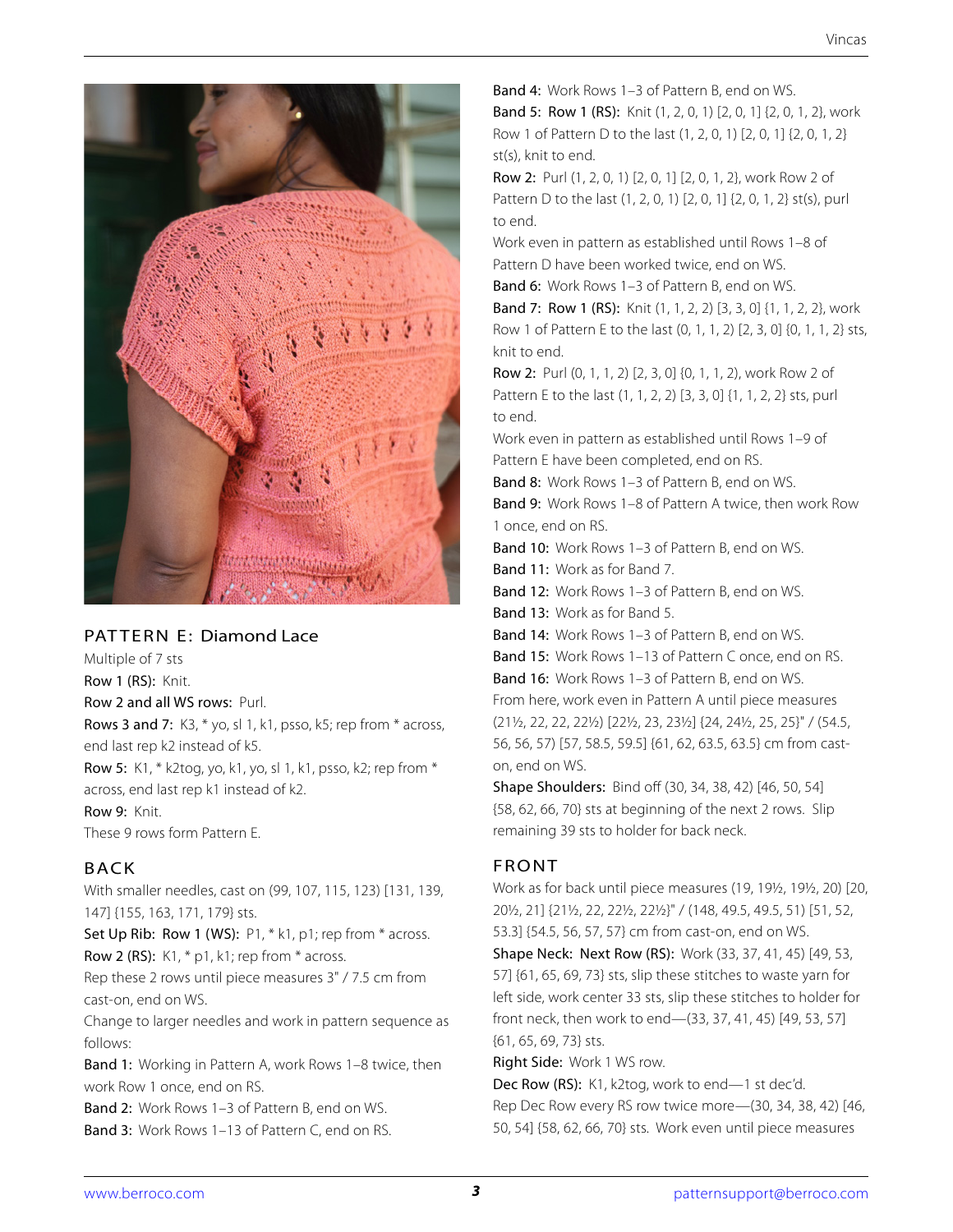## PATTERN E: Diamond Lace

Multiple of 7 sts

**Row 1 (RS):** Knit.

**Row 2 and all WS rows:** Purl.

**Rows 3 and 7:** K3, * yo, sl 1, k1, psso, k5; rep from * across, end last rep k2 instead of k5.

**Row 5:** K1, * k2tog, yo, k1, yo, sl 1, k1, psso, k2; rep from * across, end last rep k1 instead of k2.

**Row 9:** Knit.

These 9 rows form Pattern E.

## BACK

With smaller needles, cast on (99, 107, 115, 123) [131, 139, 147] {155, 163, 171, 179} sts.

**Set Up Rib: Row 1 (WS):** P1, * k1, p1; rep from * across.

**Row 2 (RS):** K1, * p1, k1; rep from * across.

Rep these 2 rows until piece measures 3" / 7.5 cm from cast-on, end on WS.

Change to larger needles and work in pattern sequence as follows:

**Band 1:** Working in Pattern A, work Rows 1–8 twice, then work Row 1 once, end on RS.

**Band 2:** Work Rows 1–3 of Pattern B, end on WS.

**Band 3:** Work Rows 1–13 of Pattern C, end on RS.

**Band 4:** Work Rows 1–3 of Pattern B, end on WS.

**Band 5: Row 1 (RS):** Knit (1, 2, 0, 1) [2, 0, 1] {2, 0, 1, 2}, work Row 1 of Pattern D to the last (1, 2, 0, 1) [2, 0, 1] {2, 0, 1, 2} st(s), knit to end.

**Row 2:** Purl (1, 2, 0, 1) [2, 0, 1] [2, 0, 1, 2}, work Row 2 of Pattern D to the last (1, 2, 0, 1) [2, 0, 1] {2, 0, 1, 2} st(s), purl to end.

Work even in pattern as established until Rows 1–8 of Pattern D have been worked twice, end on WS.

**Band 6:** Work Rows 1–3 of Pattern B, end on WS.

**Band 7: Row 1 (RS):** Knit (1, 1, 2, 2) [3, 3, 0] {1, 1, 2, 2}, work Row 1 of Pattern E to the last (0, 1, 1, 2) [2, 3, 0] {0, 1, 1, 2} sts, knit to end.

**Row 2:** Purl (0, 1, 1, 2) [2, 3, 0] {0, 1, 1, 2), work Row 2 of Pattern E to the last (1, 1, 2, 2) [3, 3, 0] {1, 1, 2, 2} sts, purl to end.

Work even in pattern as established until Rows 1–9 of Pattern E have been completed, end on RS.

**Band 8:** Work Rows 1–3 of Pattern B, end on WS.

**Band 9:** Work Rows 1–8 of Pattern A twice, then work Row 1 once, end on RS.

**Band 10:** Work Rows 1–3 of Pattern B, end on WS.

**Band 11:** Work as for Band 7.

**Band 12:** Work Rows 1–3 of Pattern B, end on WS.

**Band 13:** Work as for Band 5.

**Band 14:** Work Rows 1–3 of Pattern B, end on WS.

**Band 15:** Work Rows 1–13 of Pattern C once, end on RS.

**Band 16:** Work Rows 1–3 of Pattern B, end on WS.

From here, work even in Pattern A until piece measures (21½, 22, 22, 22½) [22½, 23, 23½] {24, 24½, 25, 25}" / (54.5, 56, 56, 57) [57, 58.5, 59.5] {61, 62, 63.5, 63.5} cm from cast-on, end on WS.

**Shape Shoulders:** Bind off (30, 34, 38, 42) [46, 50, 54] {58, 62, 66, 70} sts at beginning of the next 2 rows. Slip remaining 39 sts to holder for back neck.

## FRONT

Work as for back until piece measures (19, 19½, 19½, 20) [20, 20½, 21] {21½, 22, 22½, 22½}" / (148, 49.5, 49.5, 51) [51, 52, 53.3] {54.5, 56, 57, 57} cm from cast-on, end on WS.

**Shape Neck: Next Row (RS):** Work (33, 37, 41, 45) [49, 53, 57] {61, 65, 69, 73} sts, slip these stitches to waste yarn for left side, work center 33 sts, slip these stitches to holder for front neck, then work to end—(33, 37, 41, 45) [49, 53, 57] {61, 65, 69, 73} sts.

**Right Side:** Work 1 WS row.

**Dec Row (RS):** K1, k2tog, work to end—1 st dec'd.

Rep Dec Row every RS row twice more—(30, 34, 38, 42) [46, 50, 54] {58, 62, 66, 70} sts. Work even until piece measures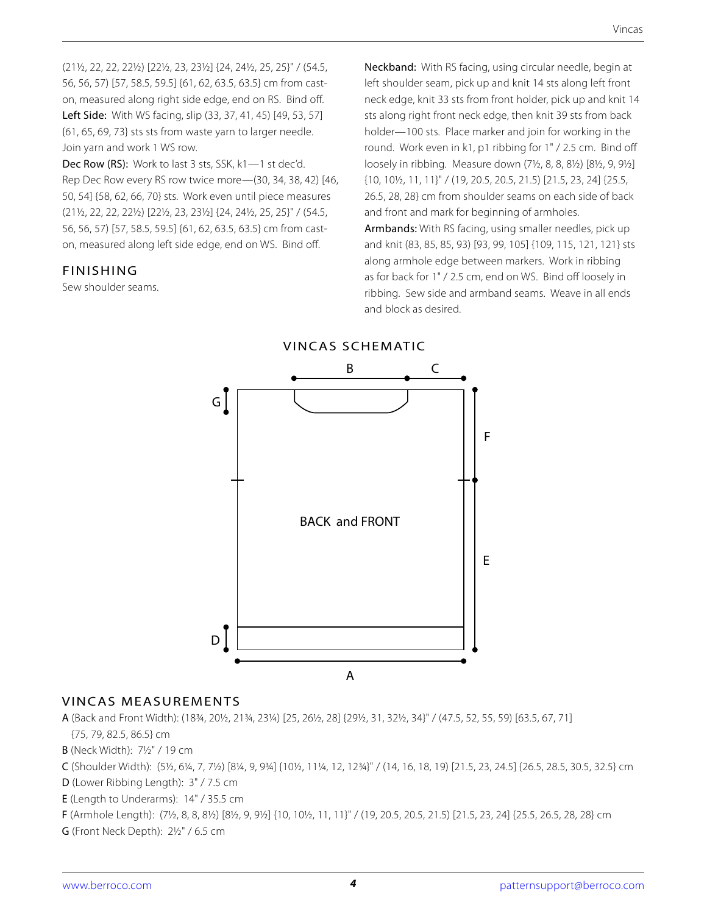(21½, 22, 22, 22½) [22½, 23, 23½] {24, 24½, 25, 25}" / (54.5, 56, 56, 57) [57, 58.5, 59.5] {61, 62, 63.5, 63.5} cm from cast-on, measured along right side edge, end on RS. Bind off.

**Left Side:** With WS facing, slip (33, 37, 41, 45) [49, 53, 57] {61, 65, 69, 73} sts sts from waste yarn to larger needle. Join yarn and work 1 WS row.

**Dec Row (RS):** Work to last 3 sts, SSK, k1—1 st dec'd. Rep Dec Row every RS row twice more—(30, 34, 38, 42) [46, 50, 54] {58, 62, 66, 70} sts. Work even until piece measures (21½, 22, 22, 22½) [22½, 23, 23½] {24, 24½, 25, 25}" / (54.5, 56, 56, 57) [57, 58.5, 59.5] {61, 62, 63.5, 63.5} cm from cast-on, measured along left side edge, end on WS. Bind off.

## FINISHING

Sew shoulder seams.

**Neckband:** With RS facing, using circular needle, begin at left shoulder seam, pick up and knit 14 sts along left front neck edge, knit 33 sts from front holder, pick up and knit 14 sts along right front neck edge, then knit 39 sts from back holder—100 sts. Place marker and join for working in the round. Work even in k1, p1 ribbing for 1" / 2.5 cm. Bind off loosely in ribbing. Measure down (7½, 8, 8, 8½) [8½, 9, 9½] {10, 10½, 11, 11}" / (19, 20.5, 20.5, 21.5) [21.5, 23, 24] {25.5, 26.5, 28, 28} cm from shoulder seams on each side of back and front and mark for beginning of armholes.

**Armbands:** With RS facing, using smaller needles, pick up and knit (83, 85, 85, 93) [93, 99, 105] {109, 115, 121, 121} sts along armhole edge between markers. Work in ribbing as for back for 1" / 2.5 cm, end on WS. Bind off loosely in ribbing. Sew side and armband seams. Weave in all ends and block as desired.

## VINCAS SCHEMATIC

B C G F BACK and FRONT E D A

## VINCAS MEASUREMENTS

**A** (Back and Front Width): (18¾, 20½, 21¾, 23¼) [25, 26½, 28] {29½, 31, 32½, 34}" / (47.5, 52, 55, 59) [63.5, 67, 71] {75, 79, 82.5, 86.5} cm

**B** (Neck Width): 7½" / 19 cm

**C** (Shoulder Width): (5½, 6¼, 7, 7½) [8¼, 9, 9¾] {10½, 11¼, 12, 12¾}" / (14, 16, 18, 19) [21.5, 23, 24.5] {26.5, 28.5, 30.5, 32.5} cm

**D** (Lower Ribbing Length): 3" / 7.5 cm

**E** (Length to Underarms): 14" / 35.5 cm

**F** (Armhole Length): (7½, 8, 8, 8½) [8½, 9, 9½] {10, 10½, 11, 11}" / (19, 20.5, 20.5, 21.5) [21.5, 23, 24] {25.5, 26.5, 28, 28} cm

**G** (Front Neck Depth): 2½" / 6.5 cm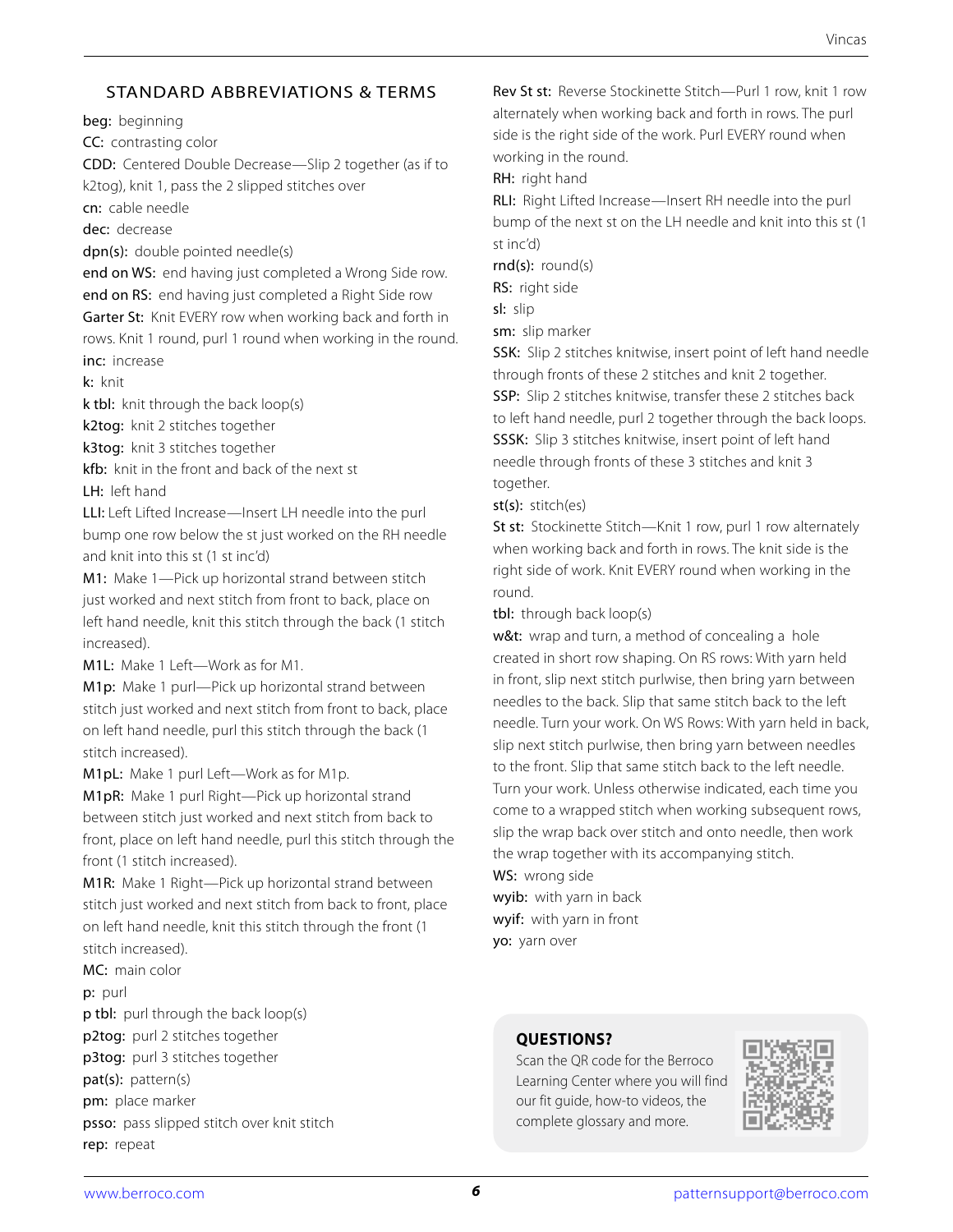## STANDARD ABBREVIATIONS & TERMS

**beg:** beginning
**CC:** contrasting color
**CDD:** Centered Double Decrease—Slip 2 together (as if to k2tog), knit 1, pass the 2 slipped stitches over
**cn:** cable needle
**dec:** decrease
**dpn(s):** double pointed needle(s)
**end on WS:** end having just completed a Wrong Side row.
**end on RS:** end having just completed a Right Side row
**Garter St:** Knit EVERY row when working back and forth in rows. Knit 1 round, purl 1 round when working in the round.
**inc:** increase
**k:** knit
**k tbl:** knit through the back loop(s)
**k2tog:** knit 2 stitches together
**k3tog:** knit 3 stitches together
**kfb:** knit in the front and back of the next st
**LH:** left hand
**LLI:** Left Lifted Increase—Insert LH needle into the purl bump one row below the st just worked on the RH needle and knit into this st (1 st inc'd)
**M1:** Make 1—Pick up horizontal strand between stitch just worked and next stitch from front to back, place on left hand needle, knit this stitch through the back (1 stitch increased).
**M1L:** Make 1 Left—Work as for M1.
**M1p:** Make 1 purl—Pick up horizontal strand between stitch just worked and next stitch from front to back, place on left hand needle, purl this stitch through the back (1 stitch increased).
**M1pL:** Make 1 purl Left—Work as for M1p.
**M1pR:** Make 1 purl Right—Pick up horizontal strand between stitch just worked and next stitch from back to front, place on left hand needle, purl this stitch through the front (1 stitch increased).
**M1R:** Make 1 Right—Pick up horizontal strand between stitch just worked and next stitch from back to front, place on left hand needle, knit this stitch through the front (1 stitch increased).
**MC:** main color
**p:** purl
**p tbl:** purl through the back loop(s)
**p2tog:** purl 2 stitches together
**p3tog:** purl 3 stitches together
**pat(s):** pattern(s)
**pm:** place marker
**psso:** pass slipped stitch over knit stitch
**rep:** repeat
**Rev St st:** Reverse Stockinette Stitch—Purl 1 row, knit 1 row alternately when working back and forth in rows. The purl side is the right side of the work. Purl EVERY round when working in the round.
**RH:** right hand
**RLI:** Right Lifted Increase—Insert RH needle into the purl bump of the next st on the LH needle and knit into this st (1 st inc'd)
**rnd(s):** round(s)
**RS:** right side
**sl:** slip
**sm:** slip marker
**SSK:** Slip 2 stitches knitwise, insert point of left hand needle through fronts of these 2 stitches and knit 2 together.
**SSP:** Slip 2 stitches knitwise, transfer these 2 stitches back to left hand needle, purl 2 together through the back loops.
**SSSK:** Slip 3 stitches knitwise, insert point of left hand needle through fronts of these 3 stitches and knit 3 together.
**st(s):** stitch(es)
**St st:** Stockinette Stitch—Knit 1 row, purl 1 row alternately when working back and forth in rows. The knit side is the right side of work. Knit EVERY round when working in the round.
**tbl:** through back loop(s)
**w&t:** wrap and turn, a method of concealing a hole created in short row shaping. On RS rows: With yarn held in front, slip next stitch purlwise, then bring yarn between needles to the back. Slip that same stitch back to the left needle. Turn your work. On WS Rows: With yarn held in back, slip next stitch purlwise, then bring yarn between needles to the front. Slip that same stitch back to the left needle. Turn your work. Unless otherwise indicated, each time you come to a wrapped stitch when working subsequent rows, slip the wrap back over stitch and onto needle, then work the wrap together with its accompanying stitch.
**WS:** wrong side
**wyib:** with yarn in back
**wyif:** with yarn in front
**yo:** yarn over

### QUESTIONS?

Scan the QR code for the Berroco Learning Center where you will find our fit guide, how-to videos, the complete glossary and more.